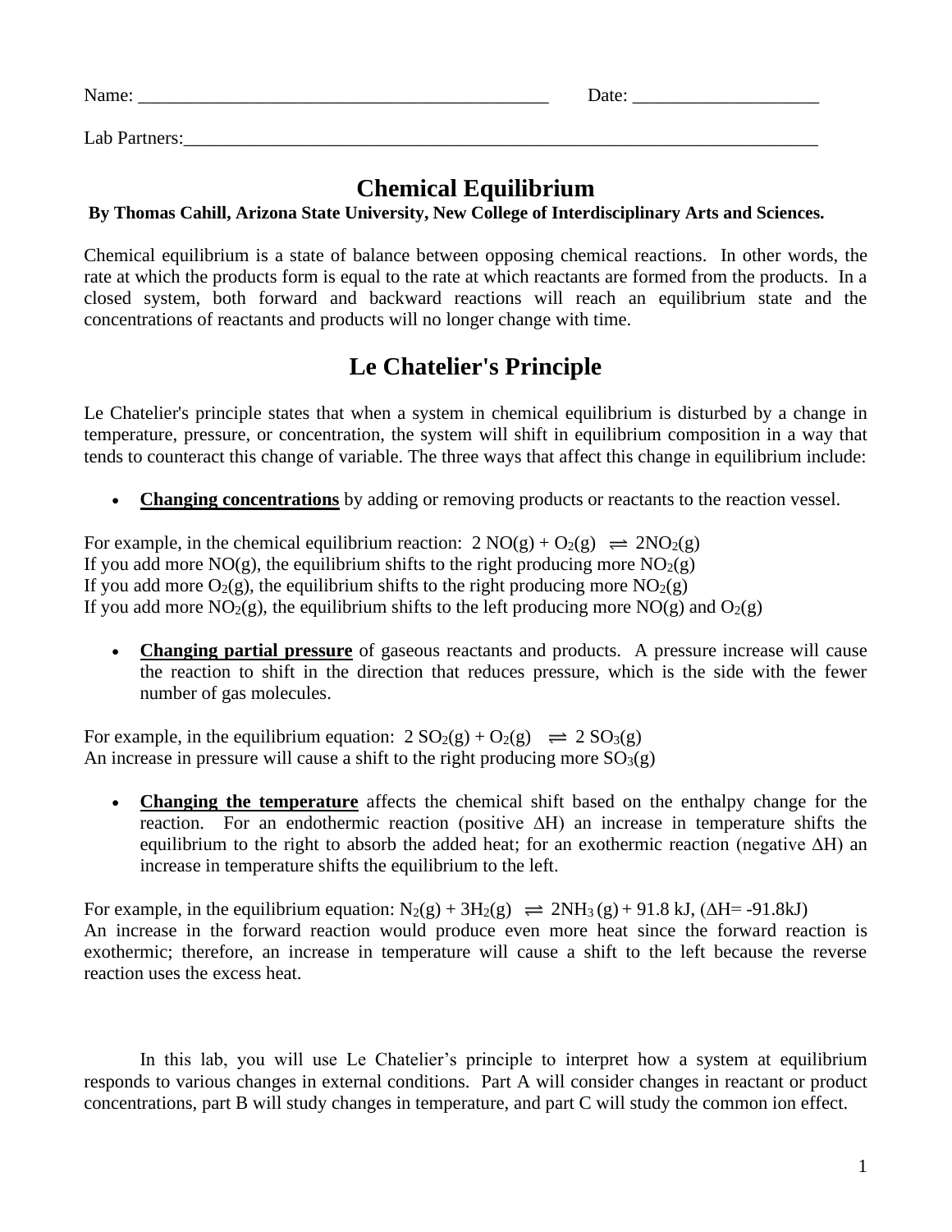Name: _____________________________________________ Date: ____________________

Lab Partners:_______________________________________________________________________

# Chemical Equilibrium

**By Thomas Cahill, Arizona State University, New College of Interdisciplinary Arts and Sciences.**

Chemical equilibrium is a state of balance between opposing chemical reactions. In other words, the rate at which the products form is equal to the rate at which reactants are formed from the products. In a closed system, both forward and backward reactions will reach an equilibrium state and the concentrations of reactants and products will no longer change with time.

# Le Chatelier's Principle

Le Chatelier's principle states that when a system in chemical equilibrium is disturbed by a change in temperature, pressure, or concentration, the system will shift in equilibrium composition in a way that tends to counteract this change of variable. The three ways that affect this change in equilibrium include:

- **Changing concentrations** by adding or removing products or reactants to the reaction vessel.

For example, in the chemical equilibrium reaction: $2\ NO(g) + O_2(g) \rightleftharpoons 2NO_2(g)$
If you add more $NO(g)$, the equilibrium shifts to the right producing more $NO_2(g)$
If you add more $O_2(g)$, the equilibrium shifts to the right producing more $NO_2(g)$
If you add more $NO_2(g)$, the equilibrium shifts to the left producing more $NO(g)$ and $O_2(g)$

- **Changing partial pressure** of gaseous reactants and products. A pressure increase will cause the reaction to shift in the direction that reduces pressure, which is the side with the fewer number of gas molecules.

For example, in the equilibrium equation: $2\ SO_2(g) + O_2(g) \rightleftharpoons 2\ SO_3(g)$
An increase in pressure will cause a shift to the right producing more $SO_3(g)$

- **Changing the temperature** affects the chemical shift based on the enthalpy change for the reaction. For an endothermic reaction (positive $\Delta H$) an increase in temperature shifts the equilibrium to the right to absorb the added heat; for an exothermic reaction (negative $\Delta H$) an increase in temperature shifts the equilibrium to the left.

For example, in the equilibrium equation: $N_2(g) + 3H_2(g) \rightleftharpoons 2NH_3(g) + 91.8\ kJ$, ($\Delta H = -91.8kJ$)
An increase in the forward reaction would produce even more heat since the forward reaction is exothermic; therefore, an increase in temperature will cause a shift to the left because the reverse reaction uses the excess heat.

In this lab, you will use Le Chatelier's principle to interpret how a system at equilibrium responds to various changes in external conditions. Part A will consider changes in reactant or product concentrations, part B will study changes in temperature, and part C will study the common ion effect.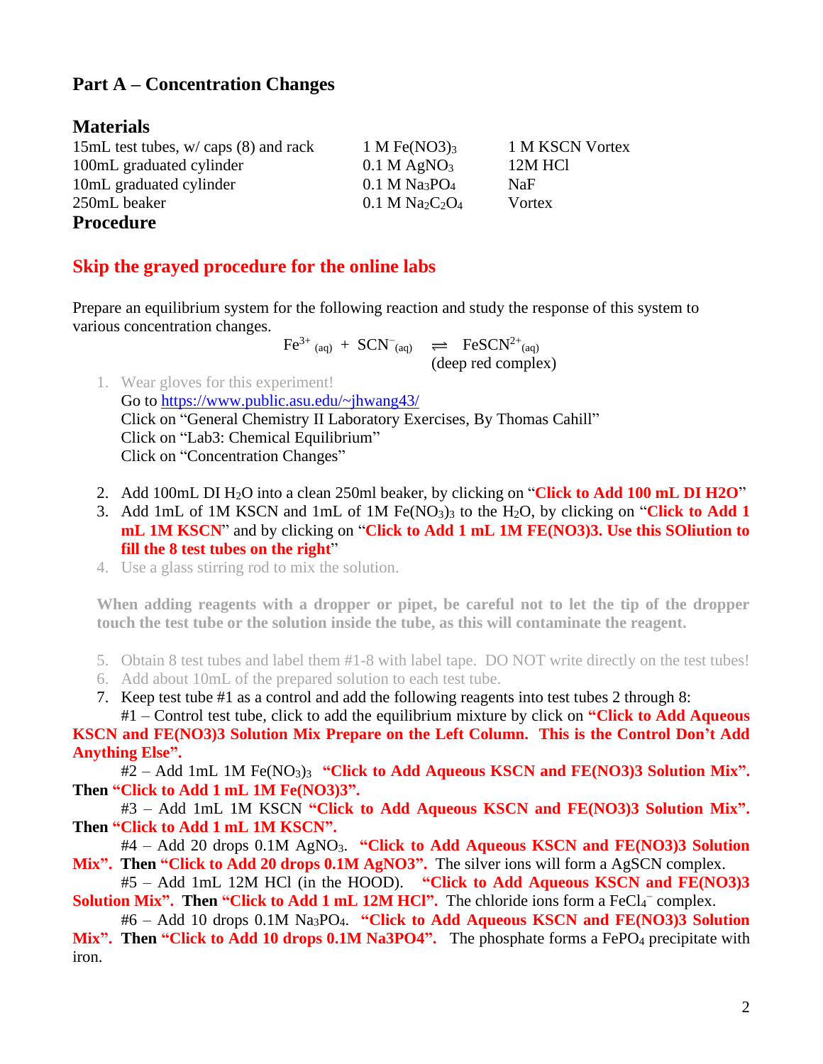## Part A – Concentration Changes

### Materials

| | | |
|---|---|---|
| 15mL test tubes, w/ caps (8) and rack | 1 M $Fe(NO_3)_3$ | 1 M KSCN Vortex |
| 100mL graduated cylinder | 0.1 M $AgNO_3$ | 12M HCl |
| 10mL graduated cylinder | 0.1 M $Na_3PO_4$ | NaF |
| 250mL beaker | 0.1 M $Na_2C_2O_4$ | Vortex |

### Procedure

**Skip the grayed procedure for the online labs**

Prepare an equilibrium system for the following reaction and study the response of this system to various concentration changes.

$$Fe^{3+}_{(aq)} + SCN^{-}_{(aq)} \rightleftharpoons FeSCN^{2+}_{(aq)}$$

(deep red complex)

1. Wear gloves for this experiment!
   Go to https://www.public.asu.edu/~jhwang43/
   Click on "General Chemistry II Laboratory Exercises, By Thomas Cahill"
   Click on "Lab3: Chemical Equilibrium"
   Click on "Concentration Changes"

2. Add 100mL DI $H_2O$ into a clean 250ml beaker, by clicking on "**Click to Add 100 mL DI H2O**"
3. Add 1mL of 1M KSCN and 1mL of 1M $Fe(NO_3)_3$ to the $H_2O$, by clicking on "**Click to Add 1 mL 1M KSCN**" and by clicking on "**Click to Add 1 mL 1M FE(NO3)3. Use this SOliution to fill the 8 test tubes on the right**"
4. Use a glass stirring rod to mix the solution.

**When adding reagents with a dropper or pipet, be careful not to let the tip of the dropper touch the test tube or the solution inside the tube, as this will contaminate the reagent.**

5. Obtain 8 test tubes and label them #1-8 with label tape. DO NOT write directly on the test tubes!
6. Add about 10mL of the prepared solution to each test tube.
7. Keep test tube #1 as a control and add the following reagents into test tubes 2 through 8:

#1 – Control test tube, click to add the equilibrium mixture by click on **"Click to Add Aqueous KSCN and FE(NO3)3 Solution Mix Prepare on the Left Column. This is the Control Don't Add Anything Else".**

#2 – Add 1mL 1M $Fe(NO_3)_3$ **"Click to Add Aqueous KSCN and FE(NO3)3 Solution Mix". Then "Click to Add 1 mL 1M Fe(NO3)3".**

#3 – Add 1mL 1M KSCN **"Click to Add Aqueous KSCN and FE(NO3)3 Solution Mix". Then "Click to Add 1 mL 1M KSCN".**

#4 – Add 20 drops 0.1M $AgNO_3$. **"Click to Add Aqueous KSCN and FE(NO3)3 Solution Mix". Then "Click to Add 20 drops 0.1M AgNO3".** The silver ions will form a AgSCN complex.

#5 – Add 1mL 12M HCl (in the HOOD). **"Click to Add Aqueous KSCN and FE(NO3)3 Solution Mix". Then "Click to Add 1 mL 12M HCl".** The chloride ions form a $FeCl_4^-$ complex.

#6 – Add 10 drops 0.1M $Na_3PO_4$. **"Click to Add Aqueous KSCN and FE(NO3)3 Solution Mix". Then "Click to Add 10 drops 0.1M Na3PO4".** The phosphate forms a $FePO_4$ precipitate with iron.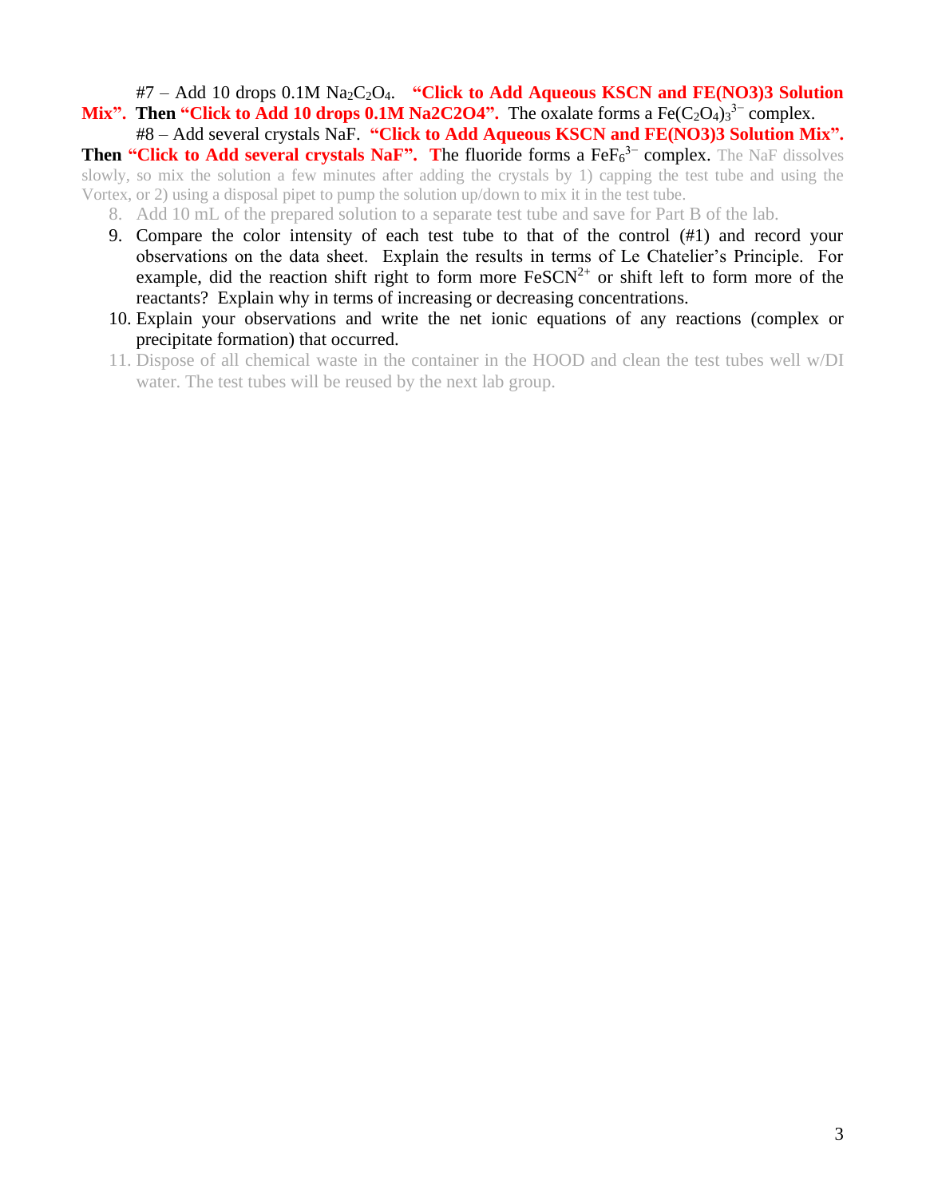#7 – Add 10 drops 0.1M $Na_2C_2O_4$. **"Click to Add Aqueous KSCN and FE(NO3)3 Solution Mix". Then "Click to Add 10 drops 0.1M Na2C2O4".** The oxalate forms a $Fe(C_2O_4)_3^{3-}$ complex.

#8 – Add several crystals NaF. **"Click to Add Aqueous KSCN and FE(NO3)3 Solution Mix". Then "Click to Add several crystals NaF".** The fluoride forms a $FeF_6^{3-}$ complex. The NaF dissolves slowly, so mix the solution a few minutes after adding the crystals by 1) capping the test tube and using the Vortex, or 2) using a disposal pipet to pump the solution up/down to mix it in the test tube.

8. Add 10 mL of the prepared solution to a separate test tube and save for Part B of the lab.
9. Compare the color intensity of each test tube to that of the control (#1) and record your observations on the data sheet. Explain the results in terms of Le Chatelier's Principle. For example, did the reaction shift right to form more $FeSCN^{2+}$ or shift left to form more of the reactants? Explain why in terms of increasing or decreasing concentrations.
10. Explain your observations and write the net ionic equations of any reactions (complex or precipitate formation) that occurred.
11. Dispose of all chemical waste in the container in the HOOD and clean the test tubes well w/DI water. The test tubes will be reused by the next lab group.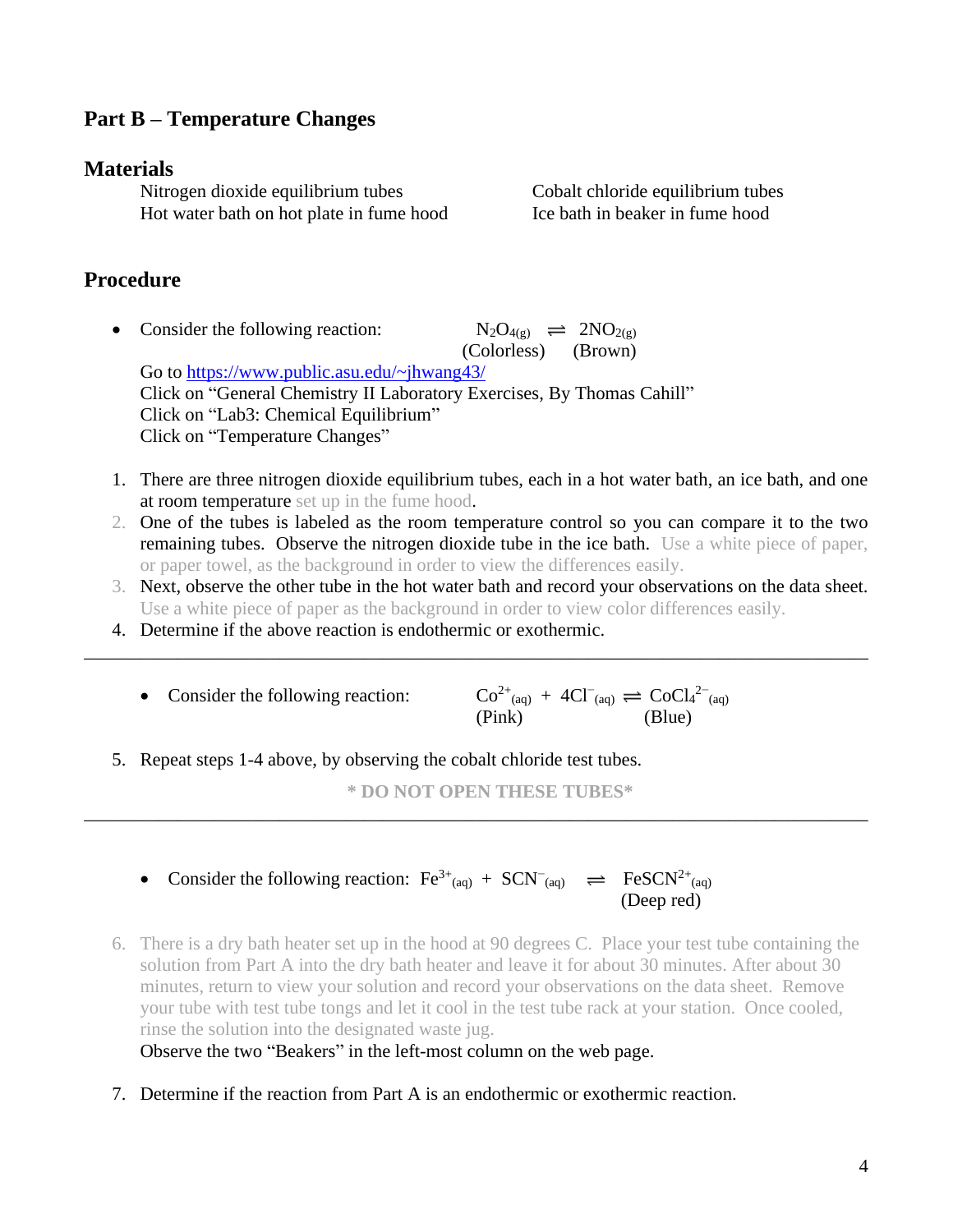## Part B – Temperature Changes

### Materials

Nitrogen dioxide equilibrium tubes
Hot water bath on hot plate in fume hood
Cobalt chloride equilibrium tubes
Ice bath in beaker in fume hood

### Procedure

- Consider the following reaction: $N_2O_{4(g)} \rightleftharpoons 2NO_{2(g)}$
  (Colorless) (Brown)

  Go to https://www.public.asu.edu/~jhwang43/
  Click on "General Chemistry II Laboratory Exercises, By Thomas Cahill"
  Click on "Lab3: Chemical Equilibrium"
  Click on "Temperature Changes"

1. There are three nitrogen dioxide equilibrium tubes, each in a hot water bath, an ice bath, and one at room temperature set up in the fume hood.
2. One of the tubes is labeled as the room temperature control so you can compare it to the two remaining tubes. Observe the nitrogen dioxide tube in the ice bath. Use a white piece of paper, or paper towel, as the background in order to view the differences easily.
3. Next, observe the other tube in the hot water bath and record your observations on the data sheet. Use a white piece of paper as the background in order to view color differences easily.
4. Determine if the above reaction is endothermic or exothermic.

---

- Consider the following reaction: $Co^{2+}_{(aq)} + 4Cl^{-}_{(aq)} \rightleftharpoons CoCl_4^{2-}{}_{(aq)}$
  (Pink) (Blue)

5. Repeat steps 1-4 above, by observing the cobalt chloride test tubes.

**\* DO NOT OPEN THESE TUBES\***

---

- Consider the following reaction: $Fe^{3+}_{(aq)} + SCN^{-}_{(aq)} \rightleftharpoons FeSCN^{2+}_{(aq)}$
  (Deep red)

6. There is a dry bath heater set up in the hood at 90 degrees C. Place your test tube containing the solution from Part A into the dry bath heater and leave it for about 30 minutes. After about 30 minutes, return to view your solution and record your observations on the data sheet. Remove your tube with test tube tongs and let it cool in the test tube rack at your station. Once cooled, rinse the solution into the designated waste jug.
   Observe the two "Beakers" in the left-most column on the web page.

7. Determine if the reaction from Part A is an endothermic or exothermic reaction.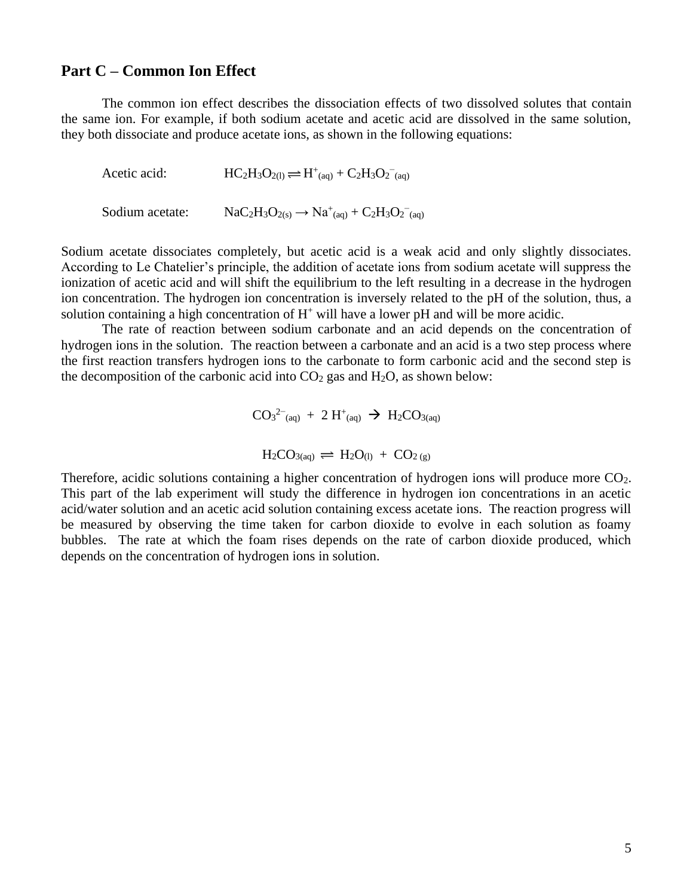## Part C – Common Ion Effect

The common ion effect describes the dissociation effects of two dissolved solutes that contain the same ion. For example, if both sodium acetate and acetic acid are dissolved in the same solution, they both dissociate and produce acetate ions, as shown in the following equations:

Acetic acid: $HC_2H_3O_{2(l)} \rightleftharpoons H^+_{(aq)} + C_2H_3O_2^-{}_{(aq)}$

Sodium acetate: $NaC_2H_3O_{2(s)} \rightarrow Na^+_{(aq)} + C_2H_3O_2^-{}_{(aq)}$

Sodium acetate dissociates completely, but acetic acid is a weak acid and only slightly dissociates. According to Le Chatelier's principle, the addition of acetate ions from sodium acetate will suppress the ionization of acetic acid and will shift the equilibrium to the left resulting in a decrease in the hydrogen ion concentration. The hydrogen ion concentration is inversely related to the pH of the solution, thus, a solution containing a high concentration of $H^+$ will have a lower pH and will be more acidic.

The rate of reaction between sodium carbonate and an acid depends on the concentration of hydrogen ions in the solution. The reaction between a carbonate and an acid is a two step process where the first reaction transfers hydrogen ions to the carbonate to form carbonic acid and the second step is the decomposition of the carbonic acid into $CO_2$ gas and $H_2O$, as shown below:

$$CO_3^{2-}{}_{(aq)} + 2\,H^+_{(aq)} \rightarrow H_2CO_{3(aq)}$$

$$H_2CO_{3(aq)} \rightleftharpoons H_2O_{(l)} + CO_{2\,(g)}$$

Therefore, acidic solutions containing a higher concentration of hydrogen ions will produce more $CO_2$. This part of the lab experiment will study the difference in hydrogen ion concentrations in an acetic acid/water solution and an acetic acid solution containing excess acetate ions. The reaction progress will be measured by observing the time taken for carbon dioxide to evolve in each solution as foamy bubbles. The rate at which the foam rises depends on the rate of carbon dioxide produced, which depends on the concentration of hydrogen ions in solution.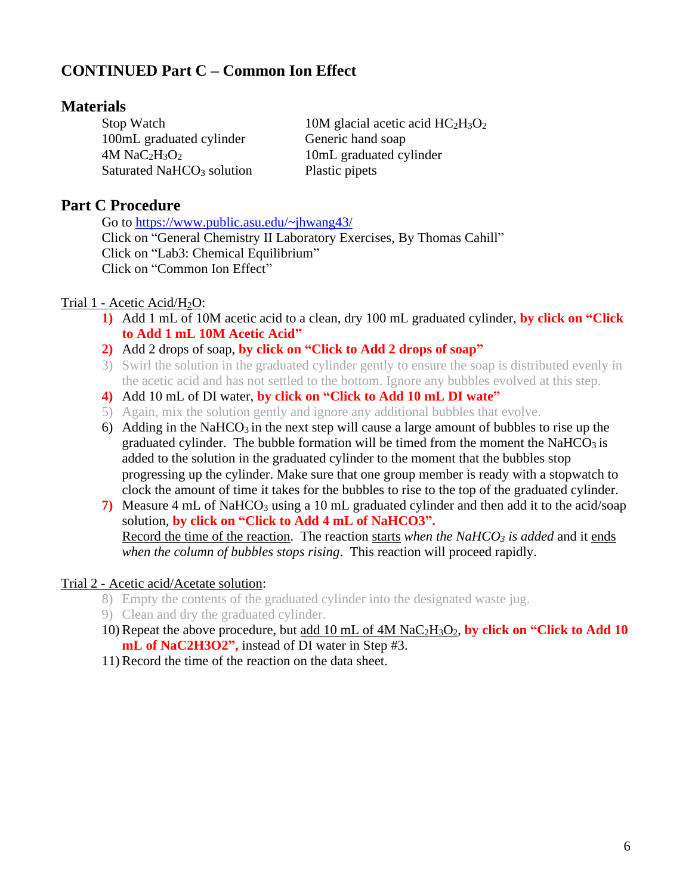## CONTINUED Part C – Common Ion Effect

### Materials

Stop Watch
100mL graduated cylinder
4M $NaC_2H_3O_2$
Saturated $NaHCO_3$ solution
10M glacial acetic acid $HC_2H_3O_2$
Generic hand soap
10mL graduated cylinder
Plastic pipets

### Part C Procedure

Go to https://www.public.asu.edu/~jhwang43/
Click on "General Chemistry II Laboratory Exercises, By Thomas Cahill"
Click on "Lab3: Chemical Equilibrium"
Click on "Common Ion Effect"

Trial 1 - Acetic Acid/$H_2O$:

1) Add 1 mL of 10M acetic acid to a clean, dry 100 mL graduated cylinder, **by click on "Click to Add 1 mL 10M Acetic Acid"**
2) Add 2 drops of soap, **by click on "Click to Add 2 drops of soap"**
3) Swirl the solution in the graduated cylinder gently to ensure the soap is distributed evenly in the acetic acid and has not settled to the bottom. Ignore any bubbles evolved at this step.
4) Add 10 mL of DI water, **by click on "Click to Add 10 mL DI wate"**
5) Again, mix the solution gently and ignore any additional bubbles that evolve.
6) Adding in the $NaHCO_3$ in the next step will cause a large amount of bubbles to rise up the graduated cylinder. The bubble formation will be timed from the moment the $NaHCO_3$ is added to the solution in the graduated cylinder to the moment that the bubbles stop progressing up the cylinder. Make sure that one group member is ready with a stopwatch to clock the amount of time it takes for the bubbles to rise to the top of the graduated cylinder.
7) Measure 4 mL of $NaHCO_3$ using a 10 mL graduated cylinder and then add it to the acid/soap solution, **by click on "Click to Add 4 mL of NaHCO3".**
   Record the time of the reaction. The reaction starts *when the $NaHCO_3$ is added* and it ends *when the column of bubbles stops rising*. This reaction will proceed rapidly.

Trial 2 - Acetic acid/Acetate solution:

8) Empty the contents of the graduated cylinder into the designated waste jug.
9) Clean and dry the graduated cylinder.
10) Repeat the above procedure, but add 10 mL of 4M $NaC_2H_3O_2$, **by click on "Click to Add 10 mL of NaC2H3O2",** instead of DI water in Step #3.
11) Record the time of the reaction on the data sheet.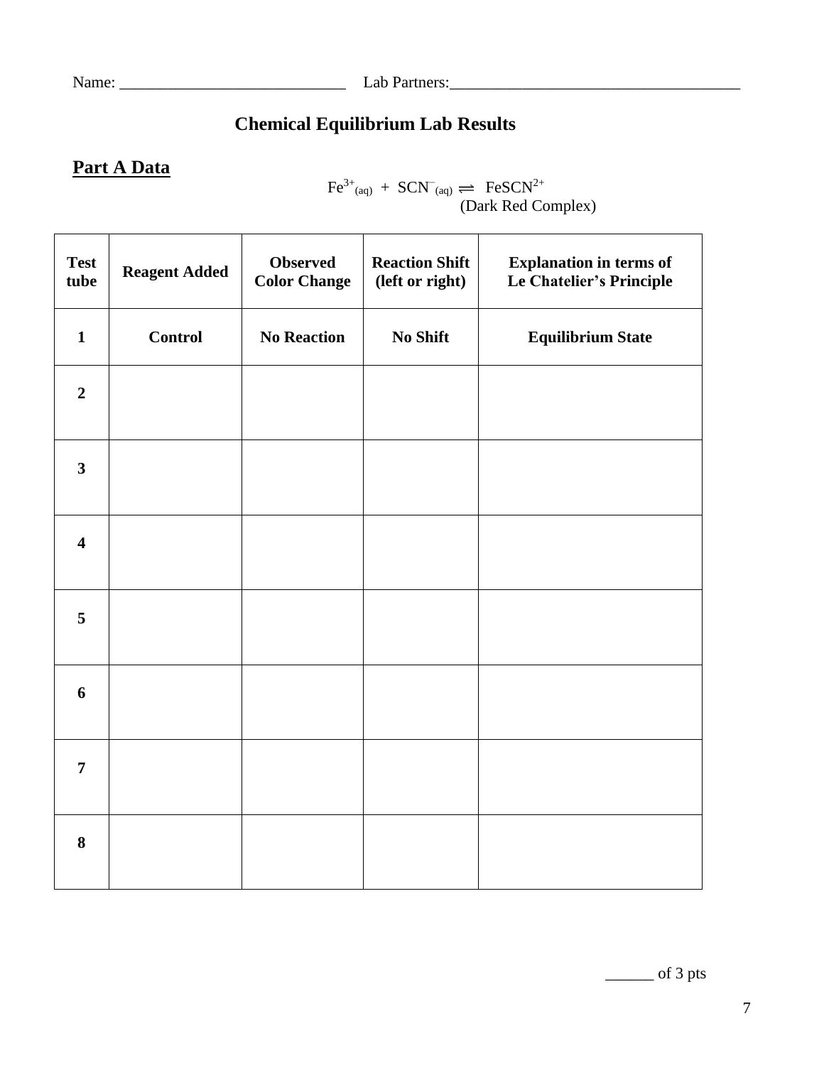Name: ____________________________ Lab Partners:___________________________________

## Chemical Equilibrium Lab Results

### Part A Data

$$Fe^{3+}_{(aq)} + SCN^{-}_{(aq)} \rightleftharpoons FeSCN^{2+}$$

(Dark Red Complex)

| Test tube | Reagent Added | Observed Color Change | Reaction Shift (left or right) | Explanation in terms of Le Chatelier's Principle |
|---|---|---|---|---|
| **1** | **Control** | **No Reaction** | **No Shift** | **Equilibrium State** |
| **2** | | | | |
| **3** | | | | |
| **4** | | | | |
| **5** | | | | |
| **6** | | | | |
| **7** | | | | |
| **8** | | | | |

______ of 3 pts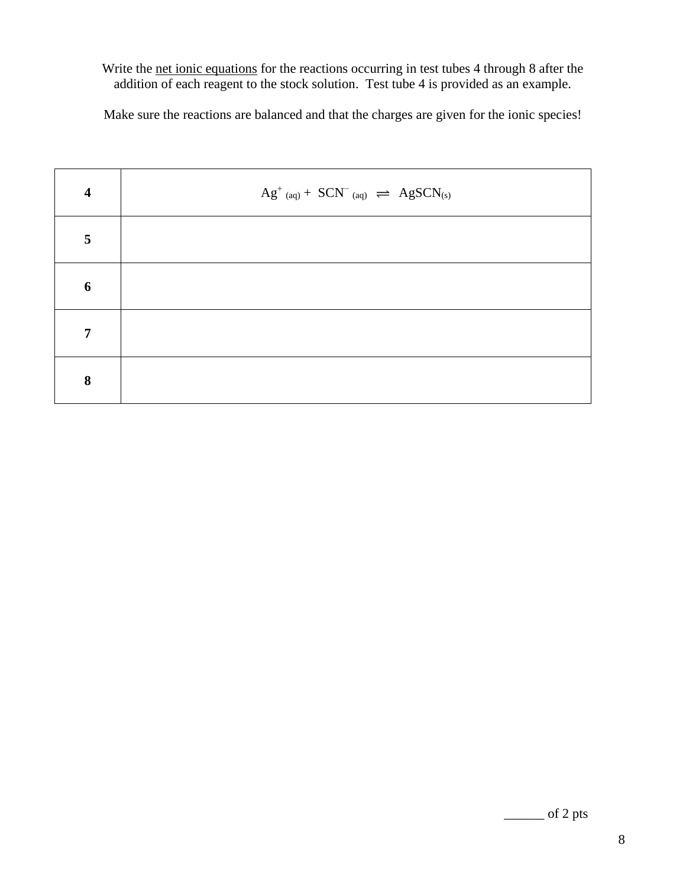Write the <u>net ionic equations</u> for the reactions occurring in test tubes 4 through 8 after the addition of each reagent to the stock solution. Test tube 4 is provided as an example.

Make sure the reactions are balanced and that the charges are given for the ionic species!

| | |
|---|---|
| **4** | $Ag^{+}_{(aq)} + SCN^{-}_{(aq)} \rightleftharpoons AgSCN_{(s)}$ |
| **5** | |
| **6** | |
| **7** | |
| **8** | |

______ of 2 pts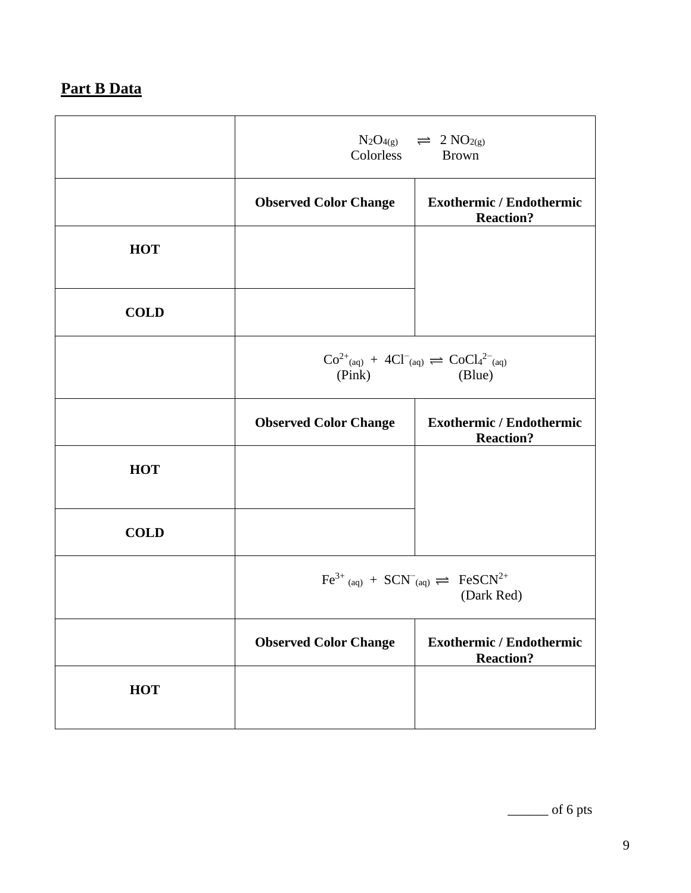## Part B Data

| | | |
|---|---|---|
| | $N_2O_{4(g)} \rightleftharpoons 2\ NO_{2(g)}$<br>Colorless Brown | |
| | **Observed Color Change** | **Exothermic / Endothermic Reaction?** |
| **HOT** | | |
| **COLD** | | |
| | $Co^{2+}_{(aq)} + 4Cl^{-}_{(aq)} \rightleftharpoons CoCl_4^{2-}{}_{(aq)}$<br>(Pink) (Blue) | |
| | **Observed Color Change** | **Exothermic / Endothermic Reaction?** |
| **HOT** | | |
| **COLD** | | |
| | $Fe^{3+}{}_{(aq)} + SCN^{-}_{(aq)} \rightleftharpoons FeSCN^{2+}$<br>(Dark Red) | |
| | **Observed Color Change** | **Exothermic / Endothermic Reaction?** |
| **HOT** | | |

______ of 6 pts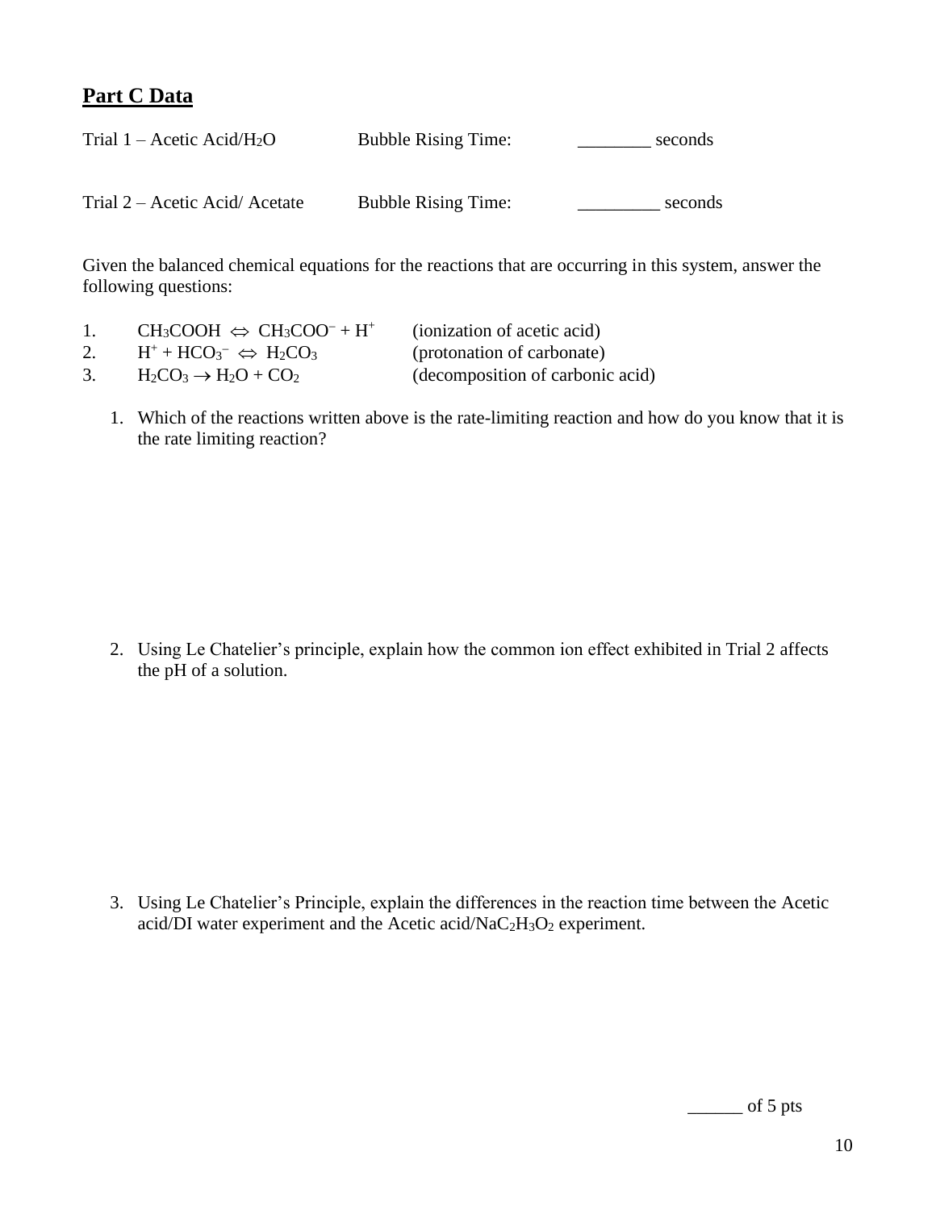## **Part C Data**

Trial 1 – Acetic Acid/$H_2O$ Bubble Rising Time: ________ seconds

Trial 2 – Acetic Acid/ Acetate Bubble Rising Time: _________ seconds

Given the balanced chemical equations for the reactions that are occurring in this system, answer the following questions:

1. $CH_3COOH \Leftrightarrow CH_3COO^- + H^+$ (ionization of acetic acid)
2. $H^+ + HCO_3^- \Leftrightarrow H_2CO_3$ (protonation of carbonate)
3. $H_2CO_3 \rightarrow H_2O + CO_2$ (decomposition of carbonic acid)

1. Which of the reactions written above is the rate-limiting reaction and how do you know that it is the rate limiting reaction?

2. Using Le Chatelier's principle, explain how the common ion effect exhibited in Trial 2 affects the pH of a solution.

3. Using Le Chatelier's Principle, explain the differences in the reaction time between the Acetic acid/DI water experiment and the Acetic acid/$NaC_2H_3O_2$ experiment.

______ of 5 pts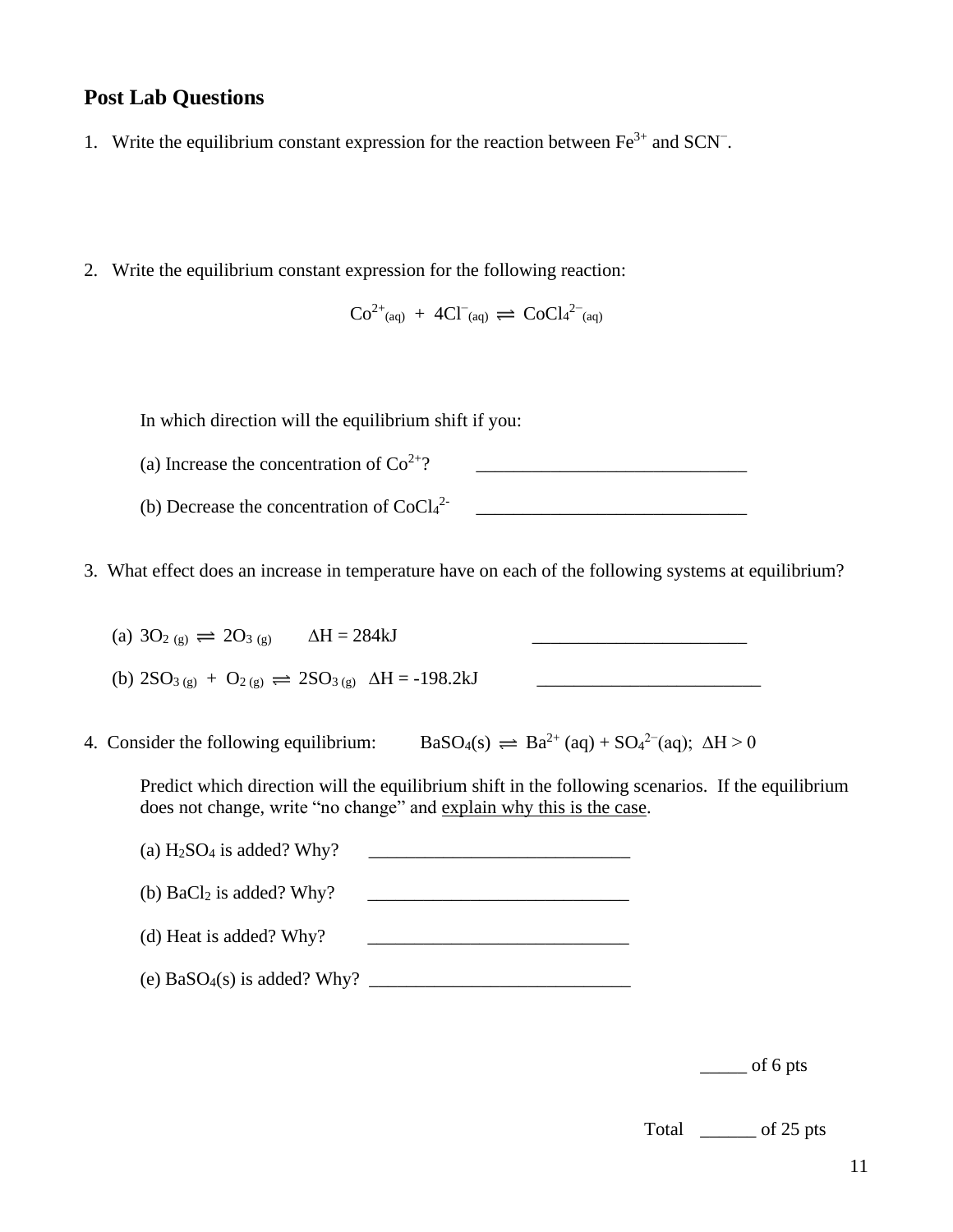## Post Lab Questions

1. Write the equilibrium constant expression for the reaction between $Fe^{3+}$ and $SCN^{-}$.

2. Write the equilibrium constant expression for the following reaction:

$$Co^{2+}_{(aq)} + 4Cl^{-}_{(aq)} \rightleftharpoons CoCl_4^{2-}{}_{(aq)}$$

In which direction will the equilibrium shift if you:

(a) Increase the concentration of $Co^{2+}$? ______________________________

(b) Decrease the concentration of $CoCl_4^{2-}$ ______________________________

3. What effect does an increase in temperature have on each of the following systems at equilibrium?

(a) $3O_{2\,(g)} \rightleftharpoons 2O_{3\,(g)}$ $\Delta H = 284\text{kJ}$ ________________________

(b) $2SO_{3\,(g)} + O_{2\,(g)} \rightleftharpoons 2SO_{3\,(g)}$ $\Delta H = -198.2\text{kJ}$ _________________________

4. Consider the following equilibrium: $BaSO_4(s) \rightleftharpoons Ba^{2+}(aq) + SO_4^{2-}(aq)$; $\Delta H > 0$

Predict which direction will the equilibrium shift in the following scenarios. If the equilibrium does not change, write "no change" and explain why this is the case.

(a) $H_2SO_4$ is added? Why? _____________________________

(b) $BaCl_2$ is added? Why? _____________________________

(d) Heat is added? Why? _____________________________

(e) $BaSO_4(s)$ is added? Why? _____________________________

_____ of 6 pts

Total ______ of 25 pts